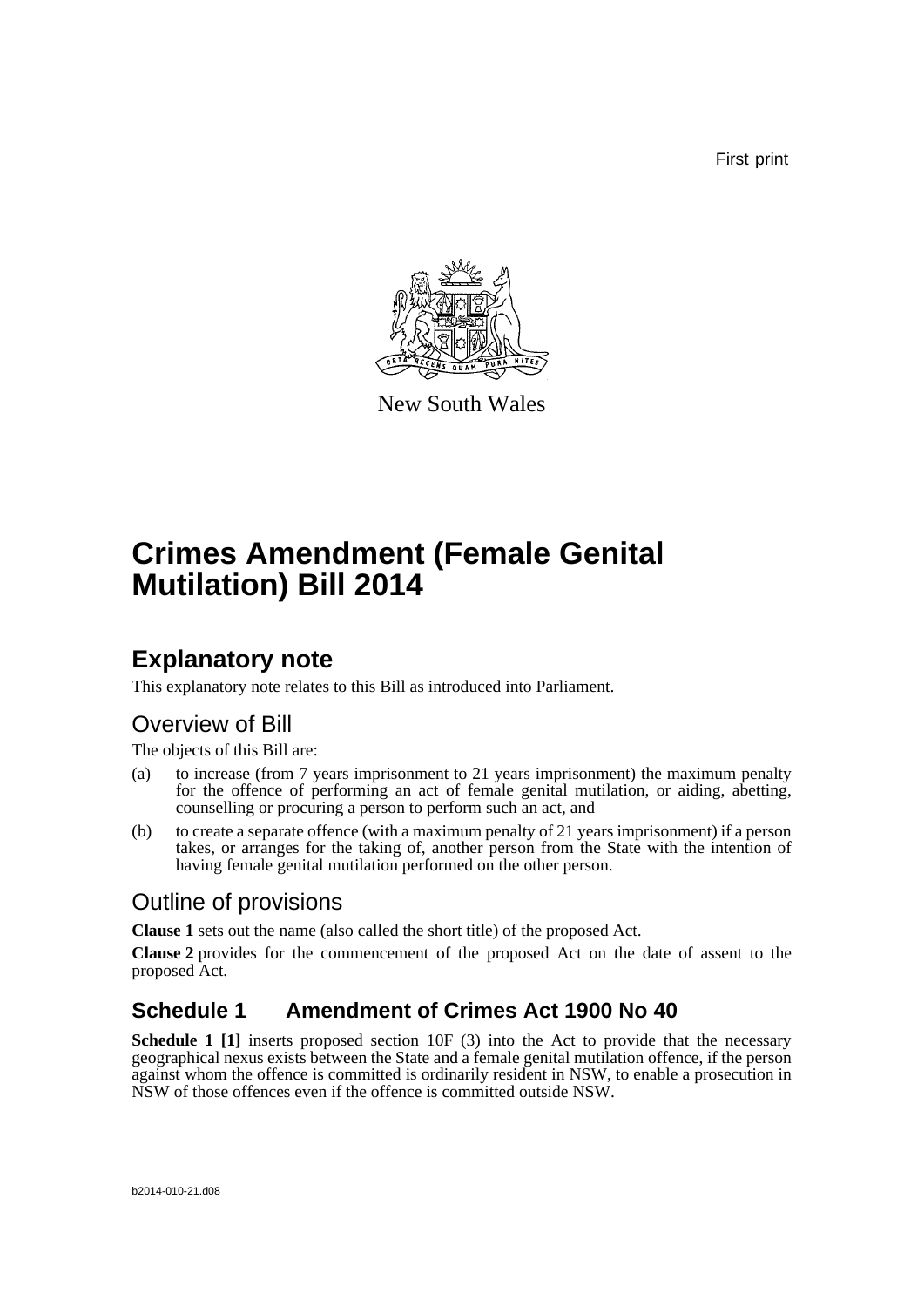First print

New South Wales

# Crimes Amendment (Female Genital Mutilation) Bill 2014

## Explanatory note

This explanatory note relates to this Bill as introduced into Parliament.

## Overview of Bill

The objects of this Bill are:

(a) to increase (from 7 years imprisonment to 21 years imprisonment) the maximum penalty for the offence of performing an act of female genital mutilation, or aiding, abetting, counselling or procuring a person to perform such an act, and

(b) to create a separate offence (with a maximum penalty of 21 years imprisonment) if a person takes, or arranges for the taking of, another person from the State with the intention of having female genital mutilation performed on the other person.

## Outline of provisions

**Clause 1** sets out the name (also called the short title) of the proposed Act.

**Clause 2** provides for the commencement of the proposed Act on the date of assent to the proposed Act.

### Schedule 1 Amendment of Crimes Act 1900 No 40

**Schedule 1 [1]** inserts proposed section 10F (3) into the Act to provide that the necessary geographical nexus exists between the State and a female genital mutilation offence, if the person against whom the offence is committed is ordinarily resident in NSW, to enable a prosecution in NSW of those offences even if the offence is committed outside NSW.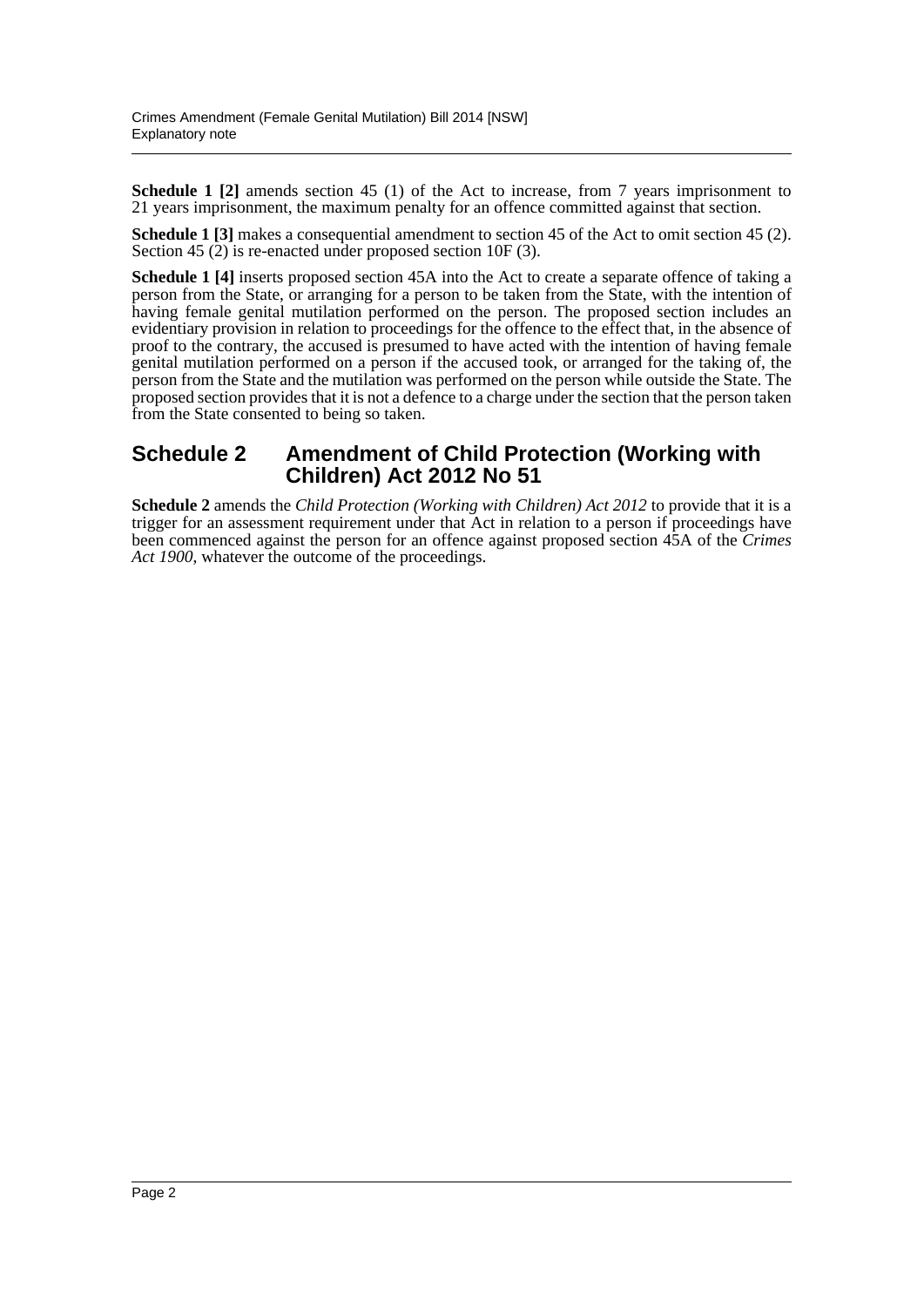**Schedule 1 [2]** amends section 45 (1) of the Act to increase, from 7 years imprisonment to 21 years imprisonment, the maximum penalty for an offence committed against that section.

**Schedule 1 [3]** makes a consequential amendment to section 45 of the Act to omit section 45 (2). Section 45 (2) is re-enacted under proposed section 10F (3).

**Schedule 1 [4]** inserts proposed section 45A into the Act to create a separate offence of taking a person from the State, or arranging for a person to be taken from the State, with the intention of having female genital mutilation performed on the person. The proposed section includes an evidentiary provision in relation to proceedings for the offence to the effect that, in the absence of proof to the contrary, the accused is presumed to have acted with the intention of having female genital mutilation performed on a person if the accused took, or arranged for the taking of, the person from the State and the mutilation was performed on the person while outside the State. The proposed section provides that it is not a defence to a charge under the section that the person taken from the State consented to being so taken.

## Schedule 2 Amendment of Child Protection (Working with Children) Act 2012 No 51

**Schedule 2** amends the *Child Protection (Working with Children) Act 2012* to provide that it is a trigger for an assessment requirement under that Act in relation to a person if proceedings have been commenced against the person for an offence against proposed section 45A of the *Crimes Act 1900*, whatever the outcome of the proceedings.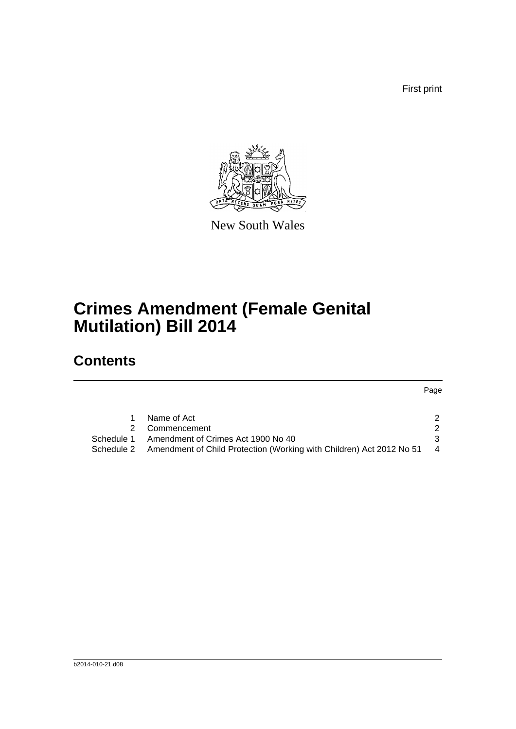First print

New South Wales

# Crimes Amendment (Female Genital Mutilation) Bill 2014

## Contents

| | | Page |
|---|---|---|
| 1 | Name of Act | 2 |
| 2 | Commencement | 2 |
| Schedule 1 | Amendment of Crimes Act 1900 No 40 | 3 |
| Schedule 2 | Amendment of Child Protection (Working with Children) Act 2012 No 51 | 4 |

b2014-010-21.d08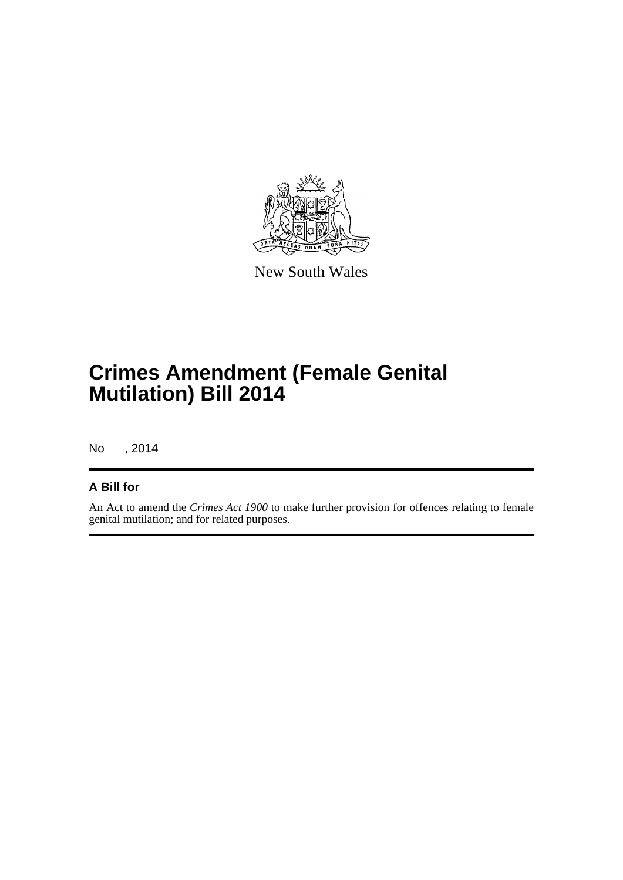New South Wales

# Crimes Amendment (Female Genital Mutilation) Bill 2014

No , 2014

## A Bill for

An Act to amend the *Crimes Act 1900* to make further provision for offences relating to female genital mutilation; and for related purposes.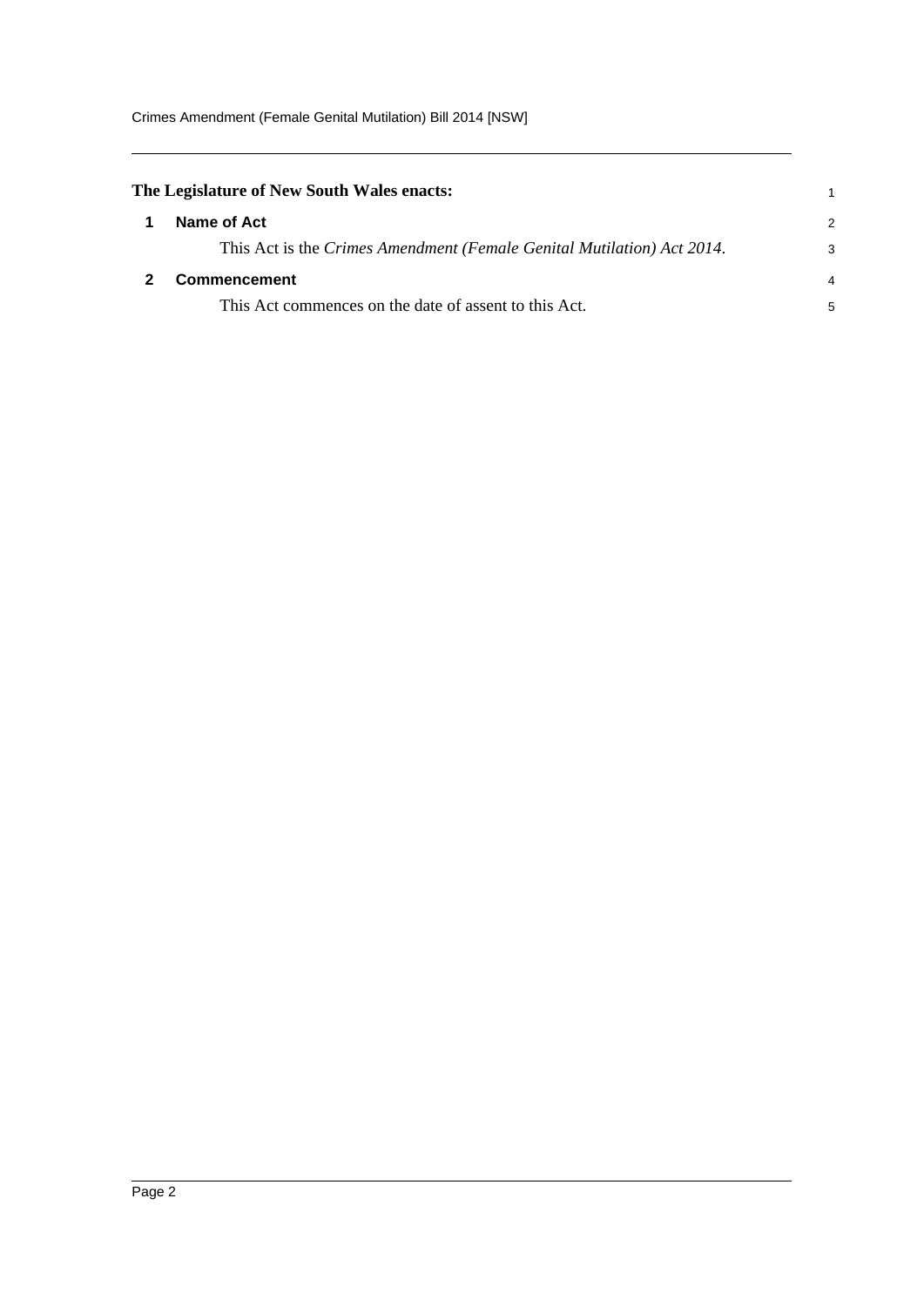**The Legislature of New South Wales enacts:**

## 1 Name of Act

This Act is the *Crimes Amendment (Female Genital Mutilation) Act 2014*.

## 2 Commencement

This Act commences on the date of assent to this Act.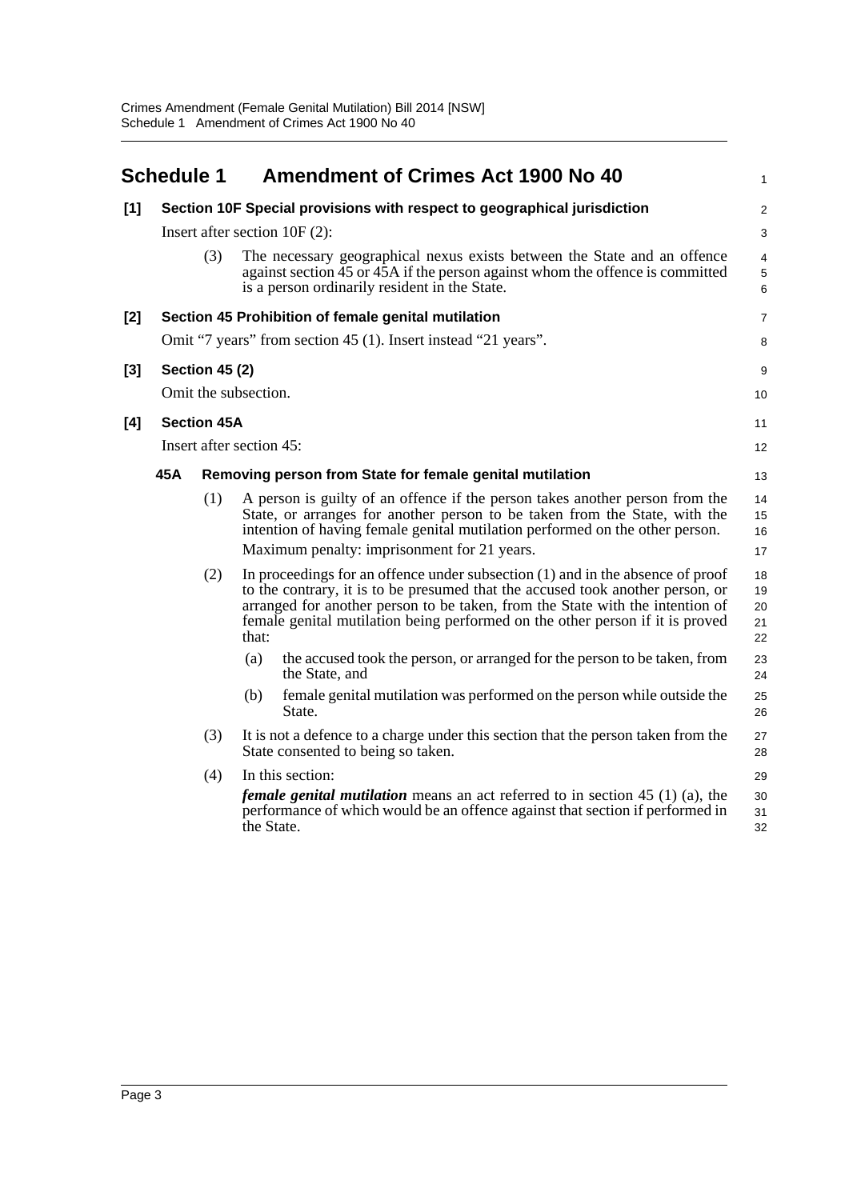# Schedule 1 Amendment of Crimes Act 1900 No 40

**[1] Section 10F Special provisions with respect to geographical jurisdiction**

Insert after section 10F (2):

(3) The necessary geographical nexus exists between the State and an offence against section 45 or 45A if the person against whom the offence is committed is a person ordinarily resident in the State.

**[2] Section 45 Prohibition of female genital mutilation**

Omit "7 years" from section 45 (1). Insert instead "21 years".

**[3] Section 45 (2)**

Omit the subsection.

**[4] Section 45A**

Insert after section 45:

**45A Removing person from State for female genital mutilation**

(1) A person is guilty of an offence if the person takes another person from the State, or arranges for another person to be taken from the State, with the intention of having female genital mutilation performed on the other person.

Maximum penalty: imprisonment for 21 years.

(2) In proceedings for an offence under subsection (1) and in the absence of proof to the contrary, it is to be presumed that the accused took another person, or arranged for another person to be taken, from the State with the intention of female genital mutilation being performed on the other person if it is proved that:

(a) the accused took the person, or arranged for the person to be taken, from the State, and

(b) female genital mutilation was performed on the person while outside the State.

(3) It is not a defence to a charge under this section that the person taken from the State consented to being so taken.

(4) In this section:

***female genital mutilation*** means an act referred to in section 45 (1) (a), the performance of which would be an offence against that section if performed in the State.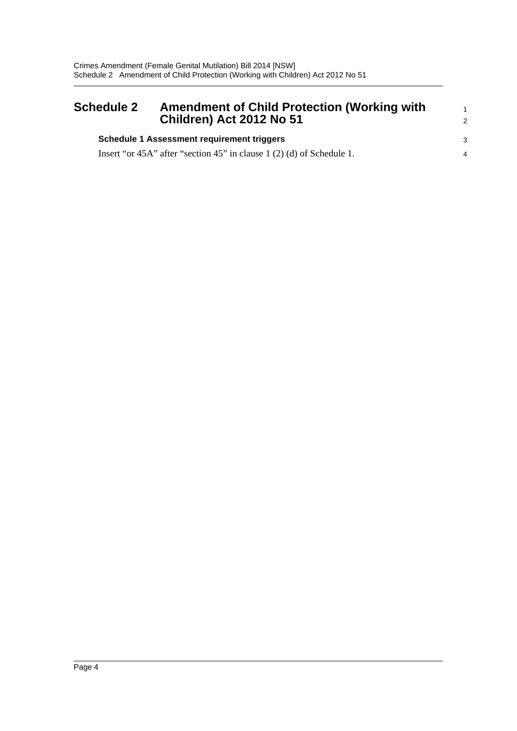# Schedule 2 Amendment of Child Protection (Working with Children) Act 2012 No 51

### Schedule 1 Assessment requirement triggers

Insert "or 45A" after "section 45" in clause 1 (2) (d) of Schedule 1.